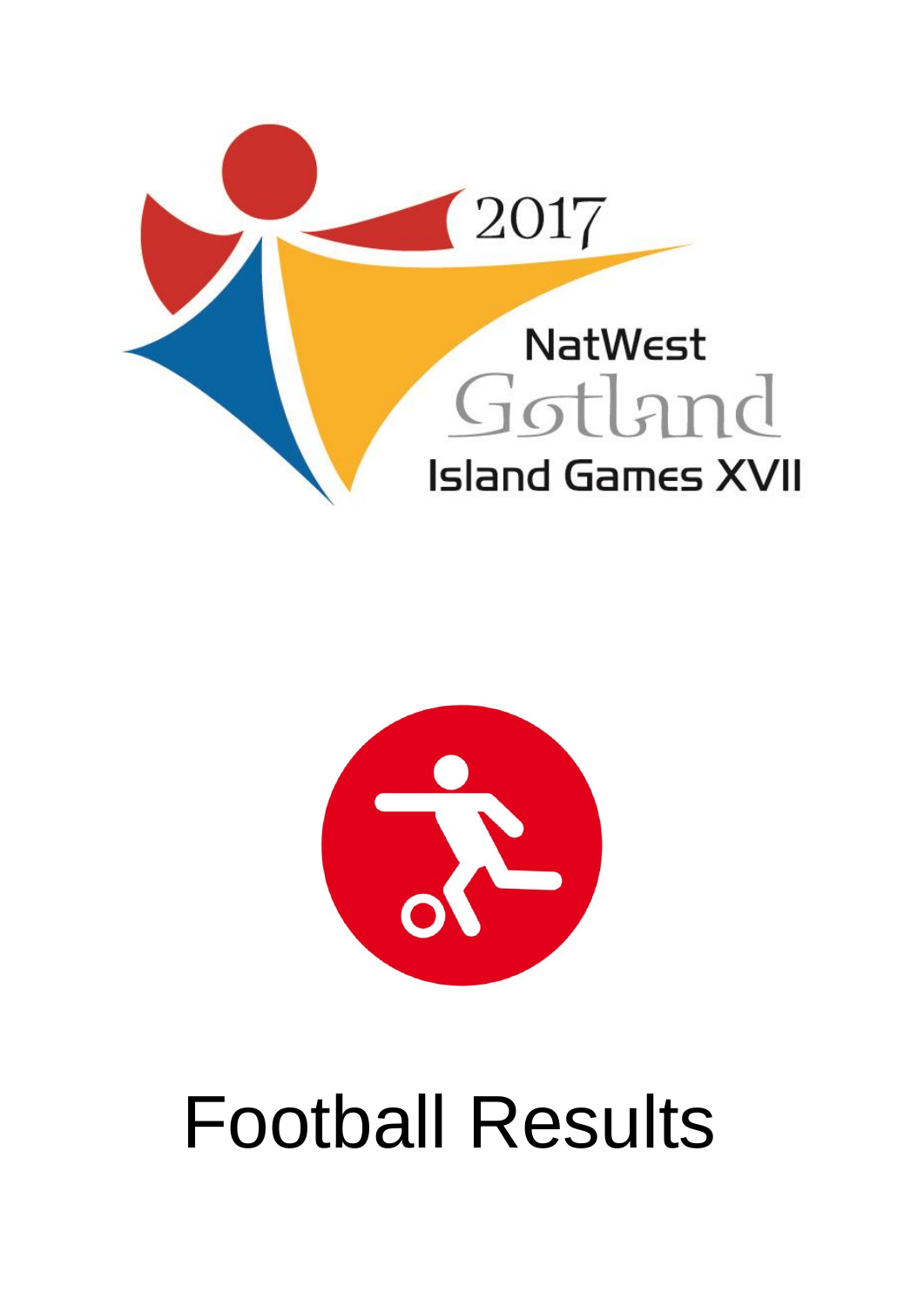2017

NatWest

Gotland

Island Games XVII

# Football Results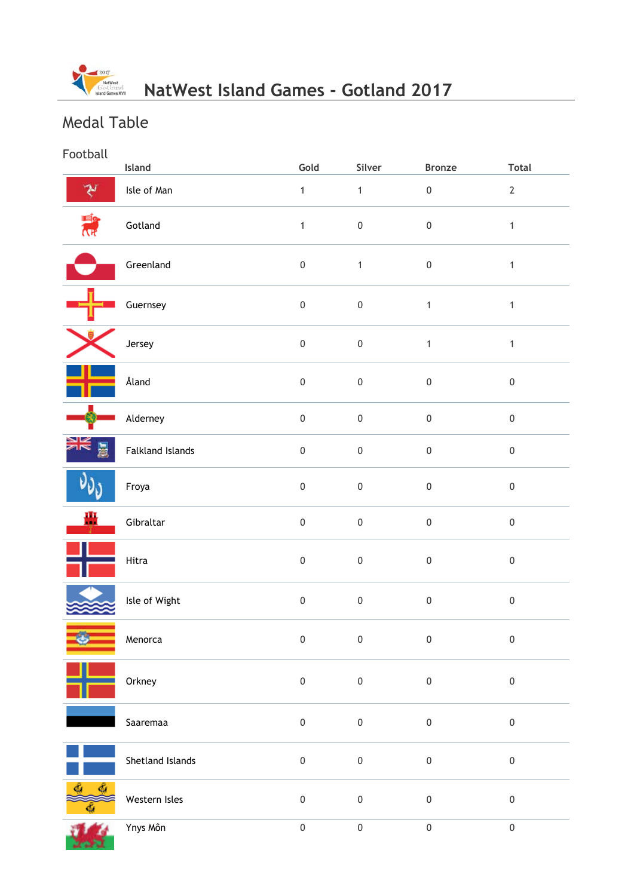# NatWest Island Games - Gotland 2017

## Medal Table

### Football

| Island | Gold | Silver | Bronze | Total |
|---|---|---|---|---|
| Isle of Man | 1 | 1 | 0 | 2 |
| Gotland | 1 | 0 | 0 | 1 |
| Greenland | 0 | 1 | 0 | 1 |
| Guernsey | 0 | 0 | 1 | 1 |
| Jersey | 0 | 0 | 1 | 1 |
| Åland | 0 | 0 | 0 | 0 |
| Alderney | 0 | 0 | 0 | 0 |
| Falkland Islands | 0 | 0 | 0 | 0 |
| Froya | 0 | 0 | 0 | 0 |
| Gibraltar | 0 | 0 | 0 | 0 |
| Hitra | 0 | 0 | 0 | 0 |
| Isle of Wight | 0 | 0 | 0 | 0 |
| Menorca | 0 | 0 | 0 | 0 |
| Orkney | 0 | 0 | 0 | 0 |
| Saaremaa | 0 | 0 | 0 | 0 |
| Shetland Islands | 0 | 0 | 0 | 0 |
| Western Isles | 0 | 0 | 0 | 0 |
| Ynys Môn | 0 | 0 | 0 | 0 |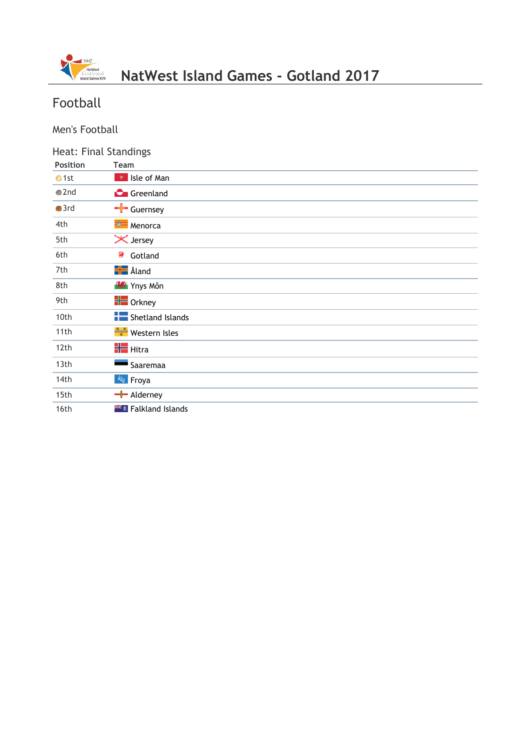# NatWest Island Games - Gotland 2017

## Football

### Men's Football

#### Heat: Final Standings

| Position | Team |
|---|---|
| 1st | Isle of Man |
| 2nd | Greenland |
| 3rd | Guernsey |
| 4th | Menorca |
| 5th | Jersey |
| 6th | Gotland |
| 7th | Åland |
| 8th | Ynys Môn |
| 9th | Orkney |
| 10th | Shetland Islands |
| 11th | Western Isles |
| 12th | Hitra |
| 13th | Saaremaa |
| 14th | Froya |
| 15th | Alderney |
| 16th | Falkland Islands |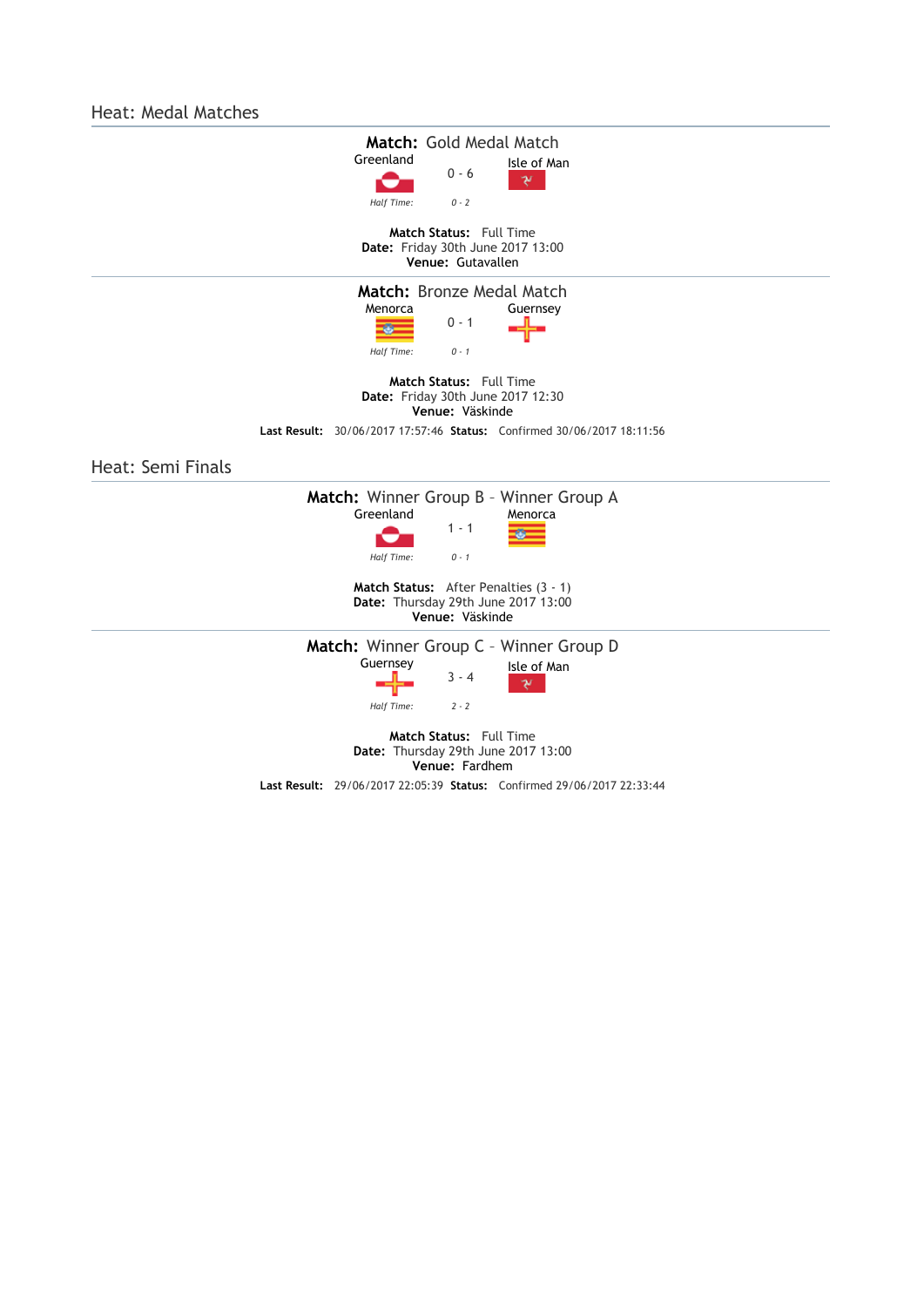## Heat: Medal Matches

**Match:** Gold Medal Match

| Greenland | 0 - 6 | Isle of Man |
|---|---|---|
| *Half Time:* | *0 - 2* | |

**Match Status:** Full Time
**Date:** Friday 30th June 2017 13:00
**Venue:** Gutavallen

**Match:** Bronze Medal Match

| Menorca | 0 - 1 | Guernsey |
|---|---|---|
| *Half Time:* | *0 - 1* | |

**Match Status:** Full Time
**Date:** Friday 30th June 2017 12:30
**Venue:** Väskinde

**Last Result:** 30/06/2017 17:57:46 **Status:** Confirmed 30/06/2017 18:11:56

## Heat: Semi Finals

**Match:** Winner Group B - Winner Group A

| Greenland | 1 - 1 | Menorca |
|---|---|---|
| *Half Time:* | *0 - 1* | |

**Match Status:** After Penalties (3 - 1)
**Date:** Thursday 29th June 2017 13:00
**Venue:** Väskinde

**Match:** Winner Group C - Winner Group D

| Guernsey | 3 - 4 | Isle of Man |
|---|---|---|
| *Half Time:* | *2 - 2* | |

**Match Status:** Full Time
**Date:** Thursday 29th June 2017 13:00
**Venue:** Fardhem

**Last Result:** 29/06/2017 22:05:39 **Status:** Confirmed 29/06/2017 22:33:44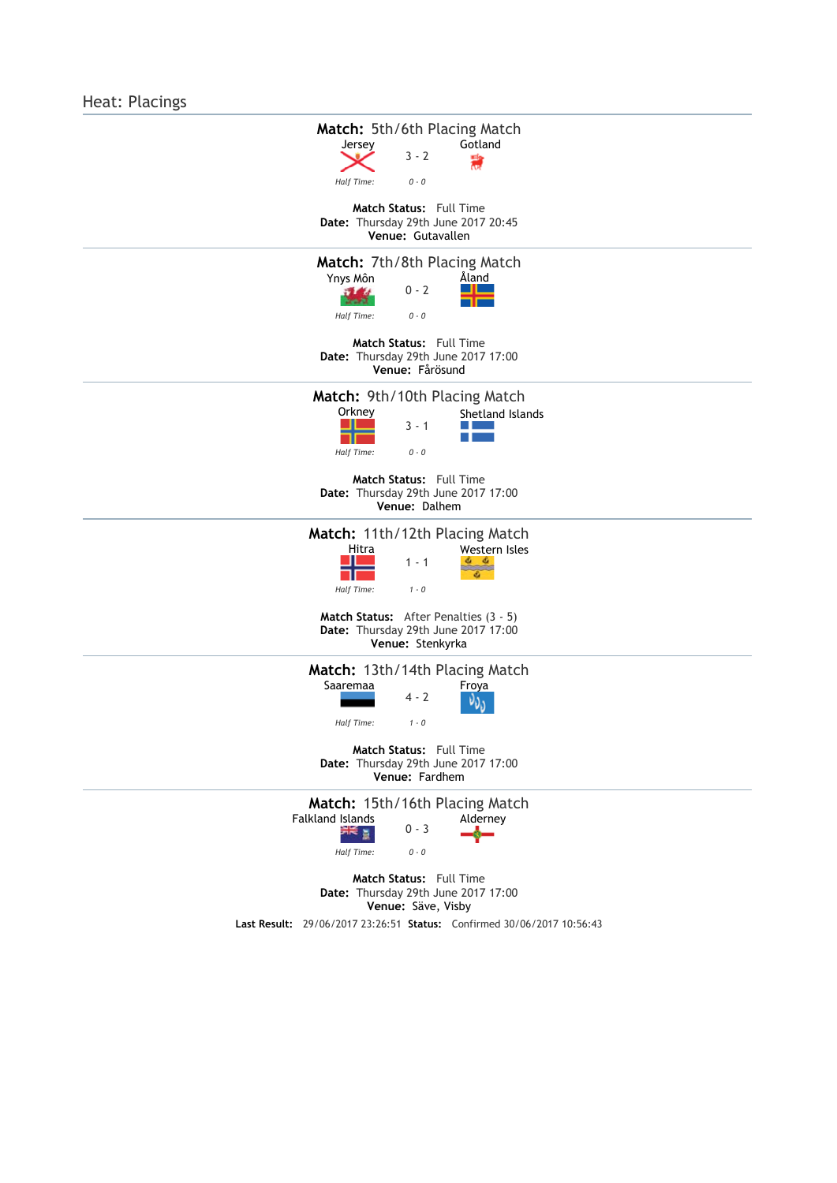## Heat: Placings

---

**Match:** 5th/6th Placing Match

| Jersey | 3 - 2 | Gotland |
|---|---|---|
| *Half Time:* | *0 - 0* | |

**Match Status:** Full Time
**Date:** Thursday 29th June 2017 20:45
**Venue:** Gutavallen

---

**Match:** 7th/8th Placing Match

| Ynys Môn | 0 - 2 | Åland |
|---|---|---|
| *Half Time:* | *0 - 0* | |

**Match Status:** Full Time
**Date:** Thursday 29th June 2017 17:00
**Venue:** Fårösund

---

**Match:** 9th/10th Placing Match

| Orkney | 3 - 1 | Shetland Islands |
|---|---|---|
| *Half Time:* | *0 - 0* | |

**Match Status:** Full Time
**Date:** Thursday 29th June 2017 17:00
**Venue:** Dalhem

---

**Match:** 11th/12th Placing Match

| Hitra | 1 - 1 | Western Isles |
|---|---|---|
| *Half Time:* | *1 - 0* | |

**Match Status:** After Penalties (3 - 5)
**Date:** Thursday 29th June 2017 17:00
**Venue:** Stenkyrka

---

**Match:** 13th/14th Placing Match

| Saaremaa | 4 - 2 | Froya |
|---|---|---|
| *Half Time:* | *1 - 0* | |

**Match Status:** Full Time
**Date:** Thursday 29th June 2017 17:00
**Venue:** Fardhem

---

**Match:** 15th/16th Placing Match

| Falkland Islands | 0 - 3 | Alderney |
|---|---|---|
| *Half Time:* | *0 - 0* | |

**Match Status:** Full Time
**Date:** Thursday 29th June 2017 17:00
**Venue:** Säve, Visby

**Last Result:** 29/06/2017 23:26:51 **Status:** Confirmed 30/06/2017 10:56:43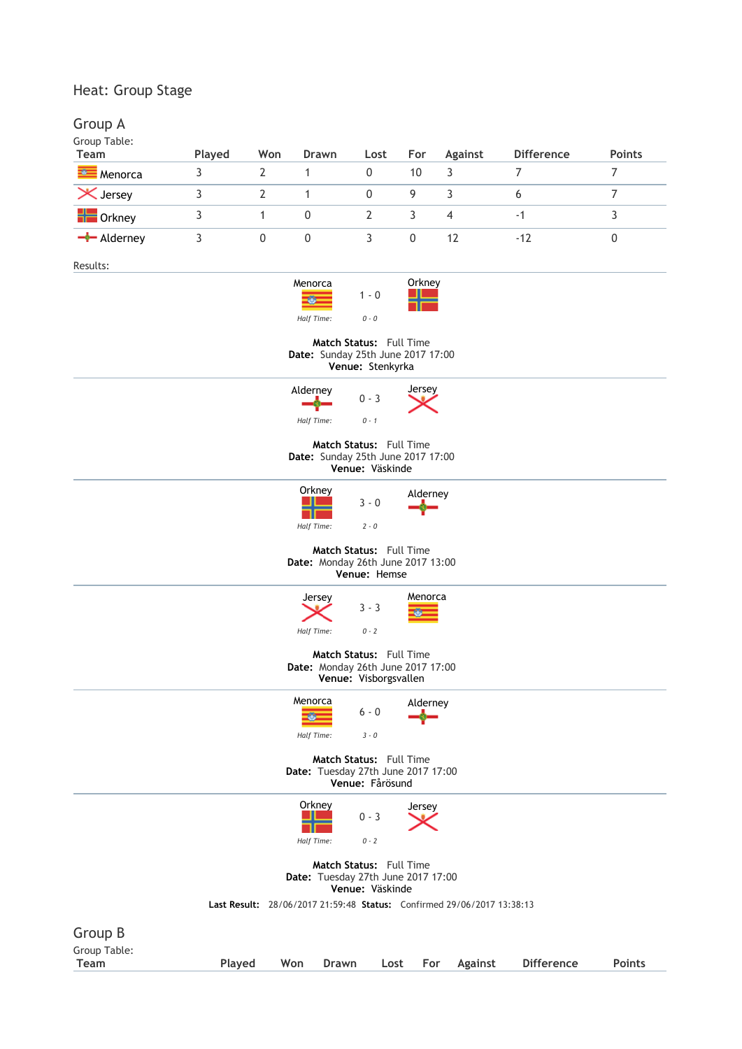Heat: Group Stage

## Group A

Group Table:

| Team | Played | Won | Drawn | Lost | For | Against | Difference | Points |
|---|---|---|---|---|---|---|---|---|
| Menorca | 3 | 2 | 1 | 0 | 10 | 3 | 7 | 7 |
| Jersey | 3 | 2 | 1 | 0 | 9 | 3 | 6 | 7 |
| Orkney | 3 | 1 | 0 | 2 | 3 | 4 | -1 | 3 |
| Alderney | 3 | 0 | 0 | 3 | 0 | 12 | -12 | 0 |

Results:

Menorca 1 - 0 Orkney

*Half Time:* *0 - 0*

**Match Status:** Full Time
**Date:** Sunday 25th June 2017 17:00
**Venue:** Stenkyrka

---

Alderney 0 - 3 Jersey

*Half Time:* *0 - 1*

**Match Status:** Full Time
**Date:** Sunday 25th June 2017 17:00
**Venue:** Väskinde

---

Orkney 3 - 0 Alderney

*Half Time:* *2 - 0*

**Match Status:** Full Time
**Date:** Monday 26th June 2017 13:00
**Venue:** Hemse

---

Jersey 3 - 3 Menorca

*Half Time:* *0 - 2*

**Match Status:** Full Time
**Date:** Monday 26th June 2017 17:00
**Venue:** Visborgsvallen

---

Menorca 6 - 0 Alderney

*Half Time:* *3 - 0*

**Match Status:** Full Time
**Date:** Tuesday 27th June 2017 17:00
**Venue:** Fårösund

---

Orkney 0 - 3 Jersey

*Half Time:* *0 - 2*

**Match Status:** Full Time
**Date:** Tuesday 27th June 2017 17:00
**Venue:** Väskinde

**Last Result:** 28/06/2017 21:59:48 **Status:** Confirmed 29/06/2017 13:38:13

## Group B

Group Table:

| Team | Played | Won | Drawn | Lost | For | Against | Difference | Points |
|---|---|---|---|---|---|---|---|---|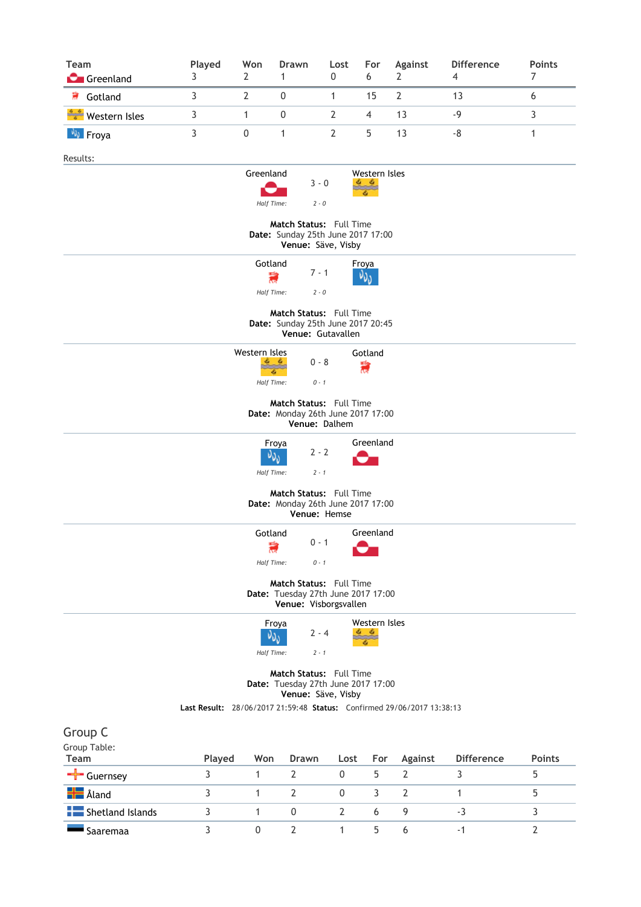| Team | Played | Won | Drawn | Lost | For | Against | Difference | Points |
|---|---|---|---|---|---|---|---|---|
| Greenland | 3 | 2 | 1 | 0 | 6 | 2 | 4 | 7 |
| Gotland | 3 | 2 | 0 | 1 | 15 | 2 | 13 | 6 |
| Western Isles | 3 | 1 | 0 | 2 | 4 | 13 | -9 | 3 |
| Froya | 3 | 0 | 1 | 2 | 5 | 13 | -8 | 1 |

Results:

Greenland 3 - 0 Western Isles

*Half Time:* *2 - 0*

**Match Status:** Full Time
**Date:** Sunday 25th June 2017 17:00
**Venue:** Säve, Visby

---

Gotland 7 - 1 Froya

*Half Time:* *2 - 0*

**Match Status:** Full Time
**Date:** Sunday 25th June 2017 20:45
**Venue:** Gutavallen

---

Western Isles 0 - 8 Gotland

*Half Time:* *0 - 1*

**Match Status:** Full Time
**Date:** Monday 26th June 2017 17:00
**Venue:** Dalhem

---

Froya 2 - 2 Greenland

*Half Time:* *2 - 1*

**Match Status:** Full Time
**Date:** Monday 26th June 2017 17:00
**Venue:** Hemse

---

Gotland 0 - 1 Greenland

*Half Time:* *0 - 1*

**Match Status:** Full Time
**Date:** Tuesday 27th June 2017 17:00
**Venue:** Visborgsvallen

---

Froya 2 - 4 Western Isles

*Half Time:* *2 - 1*

**Match Status:** Full Time
**Date:** Tuesday 27th June 2017 17:00
**Venue:** Säve, Visby

**Last Result:** 28/06/2017 21:59:48 **Status:** Confirmed 29/06/2017 13:38:13

## Group C

Group Table:

| Team | Played | Won | Drawn | Lost | For | Against | Difference | Points |
|---|---|---|---|---|---|---|---|---|
| Guernsey | 3 | 1 | 2 | 0 | 5 | 2 | 3 | 5 |
| Åland | 3 | 1 | 2 | 0 | 3 | 2 | 1 | 5 |
| Shetland Islands | 3 | 1 | 0 | 2 | 6 | 9 | -3 | 3 |
| Saaremaa | 3 | 0 | 2 | 1 | 5 | 6 | -1 | 2 |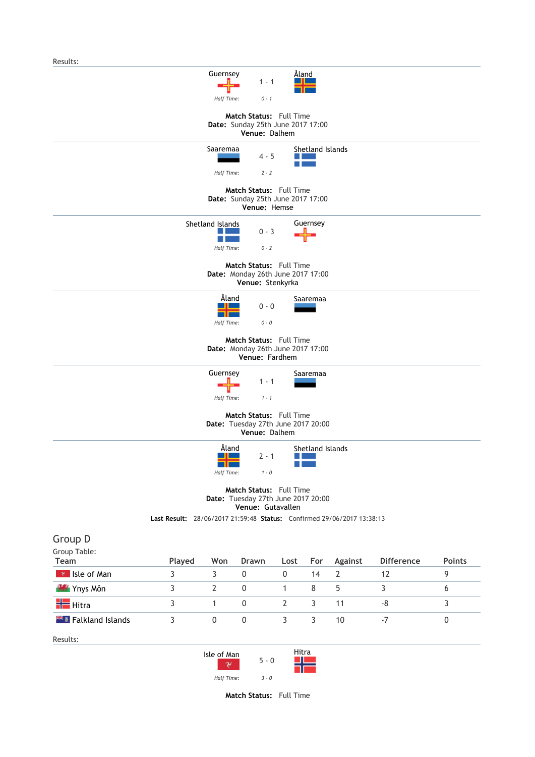Results:

| Guernsey | 1 - 1 | Åland |
|---|---|---|
| Half Time: | 0 - 1 | |

**Match Status:** Full Time
**Date:** Sunday 25th June 2017 17:00
**Venue:** Dalhem

| Saaremaa | 4 - 5 | Shetland Islands |
|---|---|---|
| Half Time: | 2 - 2 | |

**Match Status:** Full Time
**Date:** Sunday 25th June 2017 17:00
**Venue:** Hemse

| Shetland Islands | 0 - 3 | Guernsey |
|---|---|---|
| Half Time: | 0 - 2 | |

**Match Status:** Full Time
**Date:** Monday 26th June 2017 17:00
**Venue:** Stenkyrka

| Åland | 0 - 0 | Saaremaa |
|---|---|---|
| Half Time: | 0 - 0 | |

**Match Status:** Full Time
**Date:** Monday 26th June 2017 17:00
**Venue:** Fardhem

| Guernsey | 1 - 1 | Saaremaa |
|---|---|---|
| Half Time: | 1 - 1 | |

**Match Status:** Full Time
**Date:** Tuesday 27th June 2017 20:00
**Venue:** Dalhem

| Åland | 2 - 1 | Shetland Islands |
|---|---|---|
| Half Time: | 1 - 0 | |

**Match Status:** Full Time
**Date:** Tuesday 27th June 2017 20:00
**Venue:** Gutavallen

**Last Result:** 28/06/2017 21:59:48 **Status:** Confirmed 29/06/2017 13:38:13

## Group D

Group Table:

| Team | Played | Won | Drawn | Lost | For | Against | Difference | Points |
|---|---|---|---|---|---|---|---|---|
| Isle of Man | 3 | 3 | 0 | 0 | 14 | 2 | 12 | 9 |
| Ynys Môn | 3 | 2 | 0 | 1 | 8 | 5 | 3 | 6 |
| Hitra | 3 | 1 | 0 | 2 | 3 | 11 | -8 | 3 |
| Falkland Islands | 3 | 0 | 0 | 3 | 3 | 10 | -7 | 0 |

Results:

| Isle of Man | 5 - 0 | Hitra |
|---|---|---|
| Half Time: | 3 - 0 | |

**Match Status:** Full Time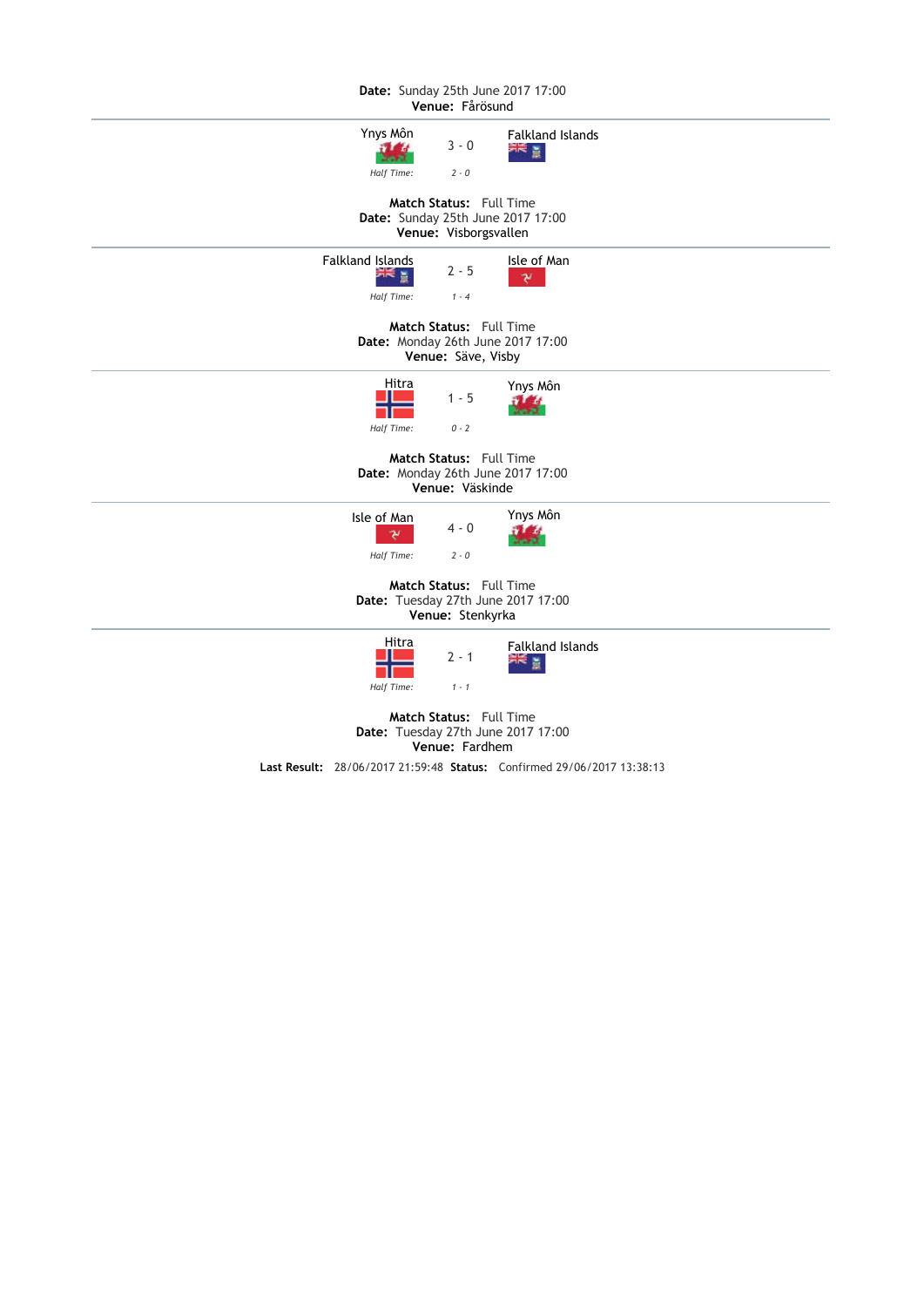**Date:** Sunday 25th June 2017 17:00
**Venue:** Fårösund

---

| Ynys Môn | 3 - 0 | Falkland Islands |
|---|---|---|
| *Half Time:* | *2 - 0* | |

**Match Status:** Full Time
**Date:** Sunday 25th June 2017 17:00
**Venue:** Visborgsvallen

---

| Falkland Islands | 2 - 5 | Isle of Man |
|---|---|---|
| *Half Time:* | *1 - 4* | |

**Match Status:** Full Time
**Date:** Monday 26th June 2017 17:00
**Venue:** Säve, Visby

---

| Hitra | 1 - 5 | Ynys Môn |
|---|---|---|
| *Half Time:* | *0 - 2* | |

**Match Status:** Full Time
**Date:** Monday 26th June 2017 17:00
**Venue:** Väskinde

---

| Isle of Man | 4 - 0 | Ynys Môn |
|---|---|---|
| *Half Time:* | *2 - 0* | |

**Match Status:** Full Time
**Date:** Tuesday 27th June 2017 17:00
**Venue:** Stenkyrka

---

| Hitra | 2 - 1 | Falkland Islands |
|---|---|---|
| *Half Time:* | *1 - 1* | |

**Match Status:** Full Time
**Date:** Tuesday 27th June 2017 17:00
**Venue:** Fardhem

**Last Result:** 28/06/2017 21:59:48 **Status:** Confirmed 29/06/2017 13:38:13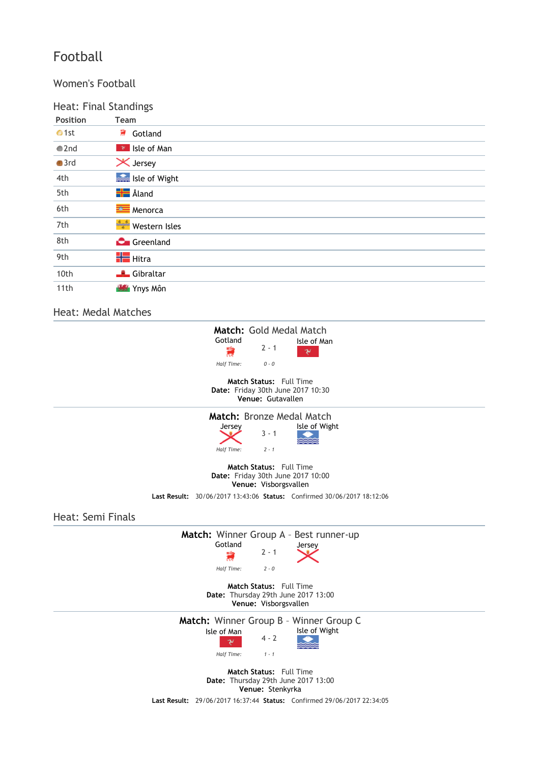# Football

## Women's Football

### Heat: Final Standings

| Position | Team |
|---|---|
| 1st | Gotland |
| 2nd | Isle of Man |
| 3rd | Jersey |
| 4th | Isle of Wight |
| 5th | Åland |
| 6th | Menorca |
| 7th | Western Isles |
| 8th | Greenland |
| 9th | Hitra |
| 10th | Gibraltar |
| 11th | Ynys Môn |

### Heat: Medal Matches

**Match:** Gold Medal Match

Gotland 2 - 1 Isle of Man

*Half Time:* *0 - 0*

**Match Status:** Full Time
**Date:** Friday 30th June 2017 10:30
**Venue:** Gutavallen

**Match:** Bronze Medal Match

Jersey 3 - 1 Isle of Wight

*Half Time:* *2 - 1*

**Match Status:** Full Time
**Date:** Friday 30th June 2017 10:00
**Venue:** Visborgsvallen

**Last Result:** 30/06/2017 13:43:06 **Status:** Confirmed 30/06/2017 18:12:06

### Heat: Semi Finals

**Match:** Winner Group A - Best runner-up

Gotland 2 - 1 Jersey

*Half Time:* *2 - 0*

**Match Status:** Full Time
**Date:** Thursday 29th June 2017 13:00
**Venue:** Visborgsvallen

**Match:** Winner Group B - Winner Group C

Isle of Man 4 - 2 Isle of Wight

*Half Time:* *1 - 1*

**Match Status:** Full Time
**Date:** Thursday 29th June 2017 13:00
**Venue:** Stenkyrka

**Last Result:** 29/06/2017 16:37:44 **Status:** Confirmed 29/06/2017 22:34:05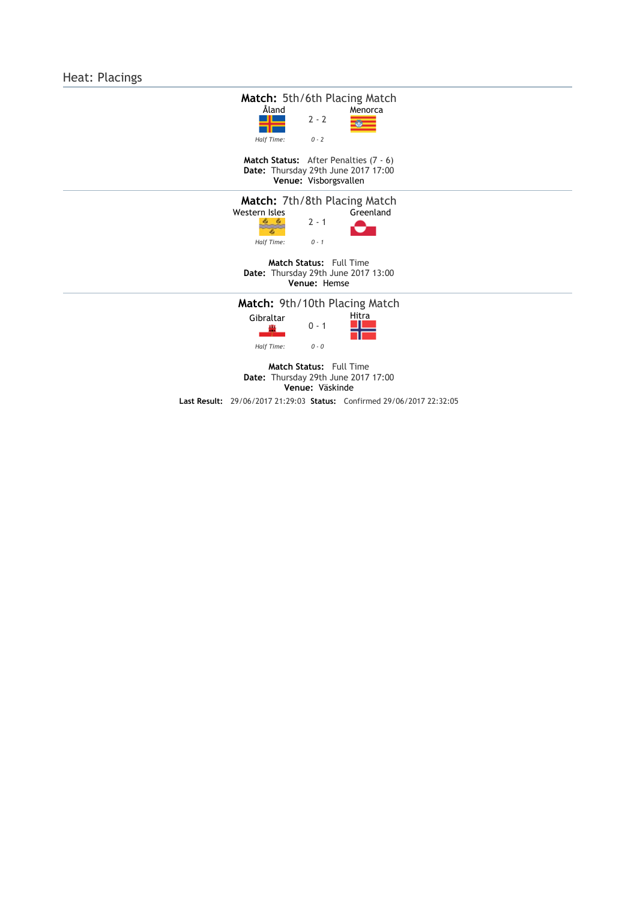## Heat: Placings

**Match:** 5th/6th Placing Match

| Åland | 2 - 2 | Menorca |
|---|---|---|
| *Half Time:* | *0 - 2* | |

**Match Status:** After Penalties (7 - 6)
**Date:** Thursday 29th June 2017 17:00
**Venue:** Visborgsvallen

---

**Match:** 7th/8th Placing Match

| Western Isles | 2 - 1 | Greenland |
|---|---|---|
| *Half Time:* | *0 - 1* | |

**Match Status:** Full Time
**Date:** Thursday 29th June 2017 13:00
**Venue:** Hemse

---

**Match:** 9th/10th Placing Match

| Gibraltar | 0 - 1 | Hitra |
|---|---|---|
| *Half Time:* | *0 - 0* | |

**Match Status:** Full Time
**Date:** Thursday 29th June 2017 17:00
**Venue:** Väskinde

**Last Result:** 29/06/2017 21:29:03 **Status:** Confirmed 29/06/2017 22:32:05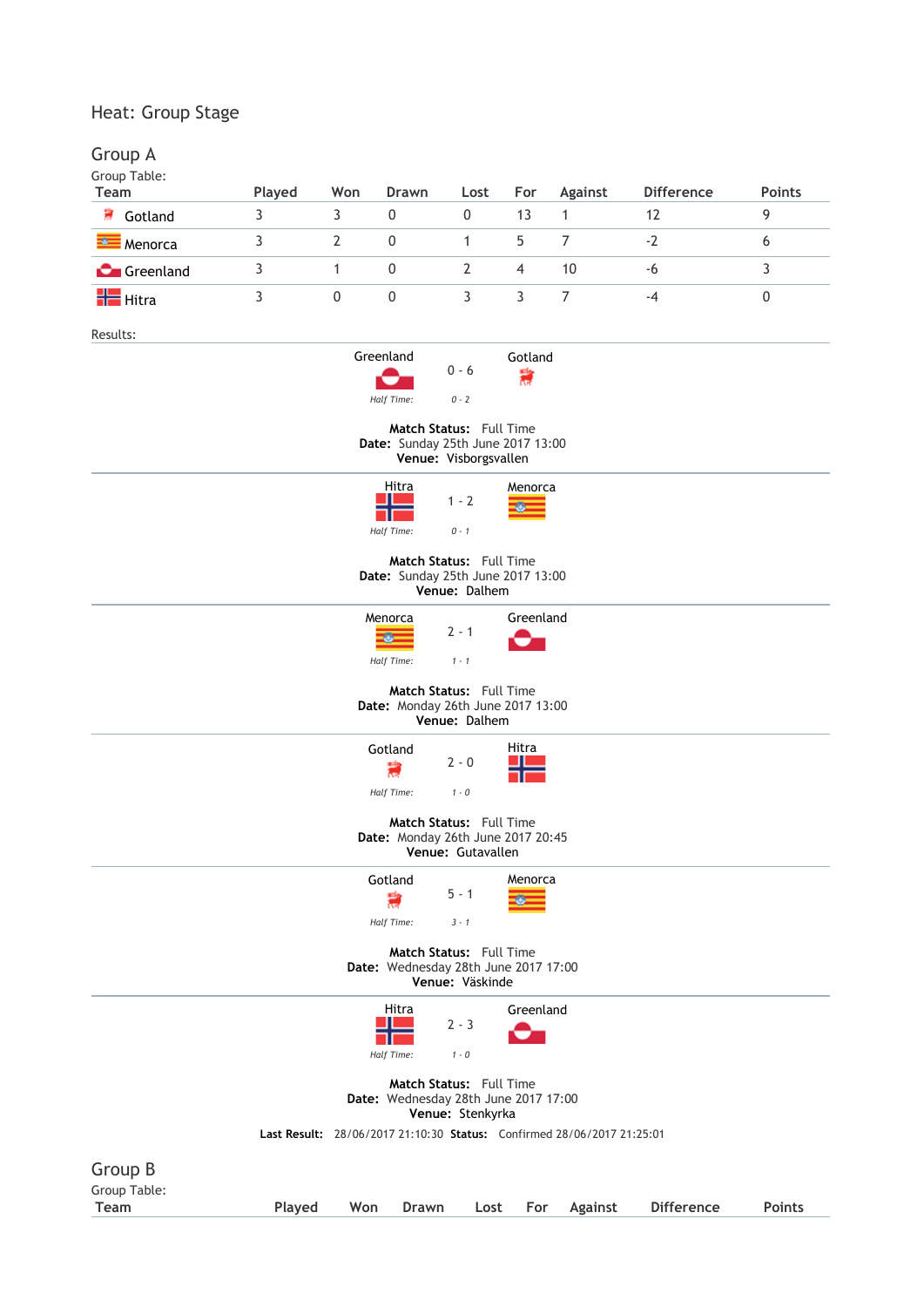Heat: Group Stage

## Group A

Group Table:

| Team | Played | Won | Drawn | Lost | For | Against | Difference | Points |
|---|---|---|---|---|---|---|---|---|
| Gotland | 3 | 3 | 0 | 0 | 13 | 1 | 12 | 9 |
| Menorca | 3 | 2 | 0 | 1 | 5 | 7 | -2 | 6 |
| Greenland | 3 | 1 | 0 | 2 | 4 | 10 | -6 | 3 |
| Hitra | 3 | 0 | 0 | 3 | 3 | 7 | -4 | 0 |

Results:

Greenland 0 - 6 Gotland

*Half Time:* *0 - 2*

**Match Status:** Full Time
**Date:** Sunday 25th June 2017 13:00
**Venue:** Visborgsvallen

---

Hitra 1 - 2 Menorca

*Half Time:* *0 - 1*

**Match Status:** Full Time
**Date:** Sunday 25th June 2017 13:00
**Venue:** Dalhem

---

Menorca 2 - 1 Greenland

*Half Time:* *1 - 1*

**Match Status:** Full Time
**Date:** Monday 26th June 2017 13:00
**Venue:** Dalhem

---

Gotland 2 - 0 Hitra

*Half Time:* *1 - 0*

**Match Status:** Full Time
**Date:** Monday 26th June 2017 20:45
**Venue:** Gutavallen

---

Gotland 5 - 1 Menorca

*Half Time:* *3 - 1*

**Match Status:** Full Time
**Date:** Wednesday 28th June 2017 17:00
**Venue:** Väskinde

---

Hitra 2 - 3 Greenland

*Half Time:* *1 - 0*

**Match Status:** Full Time
**Date:** Wednesday 28th June 2017 17:00
**Venue:** Stenkyrka

**Last Result:** 28/06/2017 21:10:30 **Status:** Confirmed 28/06/2017 21:25:01

## Group B

Group Table:

| Team | Played | Won | Drawn | Lost | For | Against | Difference | Points |
|---|---|---|---|---|---|---|---|---|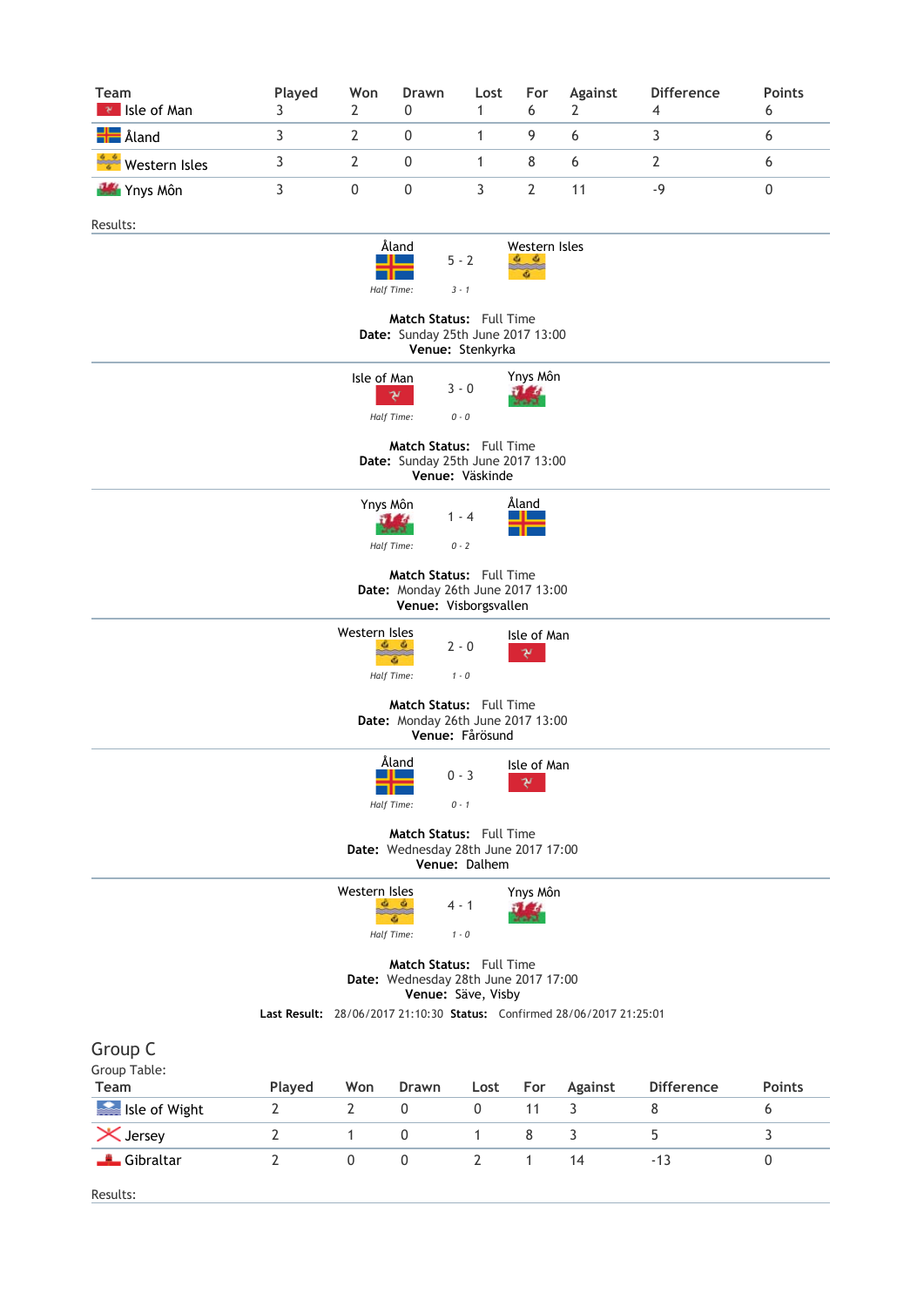| Team | Played | Won | Drawn | Lost | For | Against | Difference | Points |
|---|---|---|---|---|---|---|---|---|
| Isle of Man | 3 | 2 | 0 | 1 | 6 | 2 | 4 | 6 |
| Åland | 3 | 2 | 0 | 1 | 9 | 6 | 3 | 6 |
| Western Isles | 3 | 2 | 0 | 1 | 8 | 6 | 2 | 6 |
| Ynys Môn | 3 | 0 | 0 | 3 | 2 | 11 | -9 | 0 |

Results:

Åland 5 - 2 Western Isles

*Half Time: 3 - 1*

**Match Status:** Full Time
**Date:** Sunday 25th June 2017 13:00
**Venue:** Stenkyrka

Isle of Man 3 - 0 Ynys Môn

*Half Time: 0 - 0*

**Match Status:** Full Time
**Date:** Sunday 25th June 2017 13:00
**Venue:** Väskinde

Ynys Môn 1 - 4 Åland

*Half Time: 0 - 2*

**Match Status:** Full Time
**Date:** Monday 26th June 2017 13:00
**Venue:** Visborgsvallen

Western Isles 2 - 0 Isle of Man

*Half Time: 1 - 0*

**Match Status:** Full Time
**Date:** Monday 26th June 2017 13:00
**Venue:** Fårösund

Åland 0 - 3 Isle of Man

*Half Time: 0 - 1*

**Match Status:** Full Time
**Date:** Wednesday 28th June 2017 17:00
**Venue:** Dalhem

Western Isles 4 - 1 Ynys Môn

*Half Time: 1 - 0*

**Match Status:** Full Time
**Date:** Wednesday 28th June 2017 17:00
**Venue:** Säve, Visby

**Last Result:** 28/06/2017 21:10:30 **Status:** Confirmed 28/06/2017 21:25:01

## Group C

Group Table:

| Team | Played | Won | Drawn | Lost | For | Against | Difference | Points |
|---|---|---|---|---|---|---|---|---|
| Isle of Wight | 2 | 2 | 0 | 0 | 11 | 3 | 8 | 6 |
| Jersey | 2 | 1 | 0 | 1 | 8 | 3 | 5 | 3 |
| Gibraltar | 2 | 0 | 0 | 2 | 1 | 14 | -13 | 0 |

Results: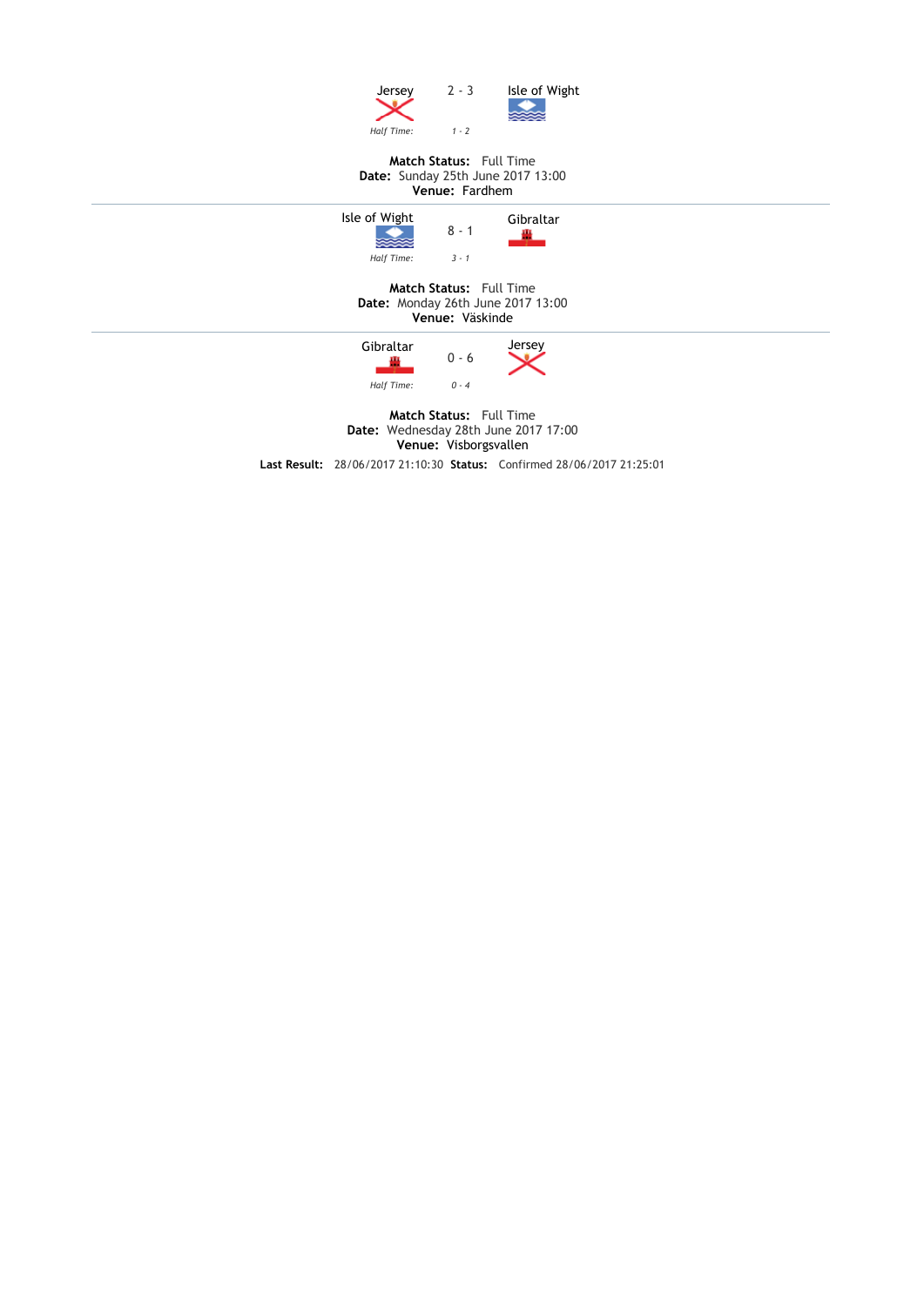| Jersey | 2 - 3 | Isle of Wight |
| --- | --- | --- |
| *Half Time:* | *1 - 2* | |

**Match Status:** Full Time
**Date:** Sunday 25th June 2017 13:00
**Venue:** Fardhem

---

| Isle of Wight | 8 - 1 | Gibraltar |
| --- | --- | --- |
| *Half Time:* | *3 - 1* | |

**Match Status:** Full Time
**Date:** Monday 26th June 2017 13:00
**Venue:** Väskinde

---

| Gibraltar | 0 - 6 | Jersey |
| --- | --- | --- |
| *Half Time:* | *0 - 4* | |

**Match Status:** Full Time
**Date:** Wednesday 28th June 2017 17:00
**Venue:** Visborgsvallen

**Last Result:** 28/06/2017 21:10:30 **Status:** Confirmed 28/06/2017 21:25:01